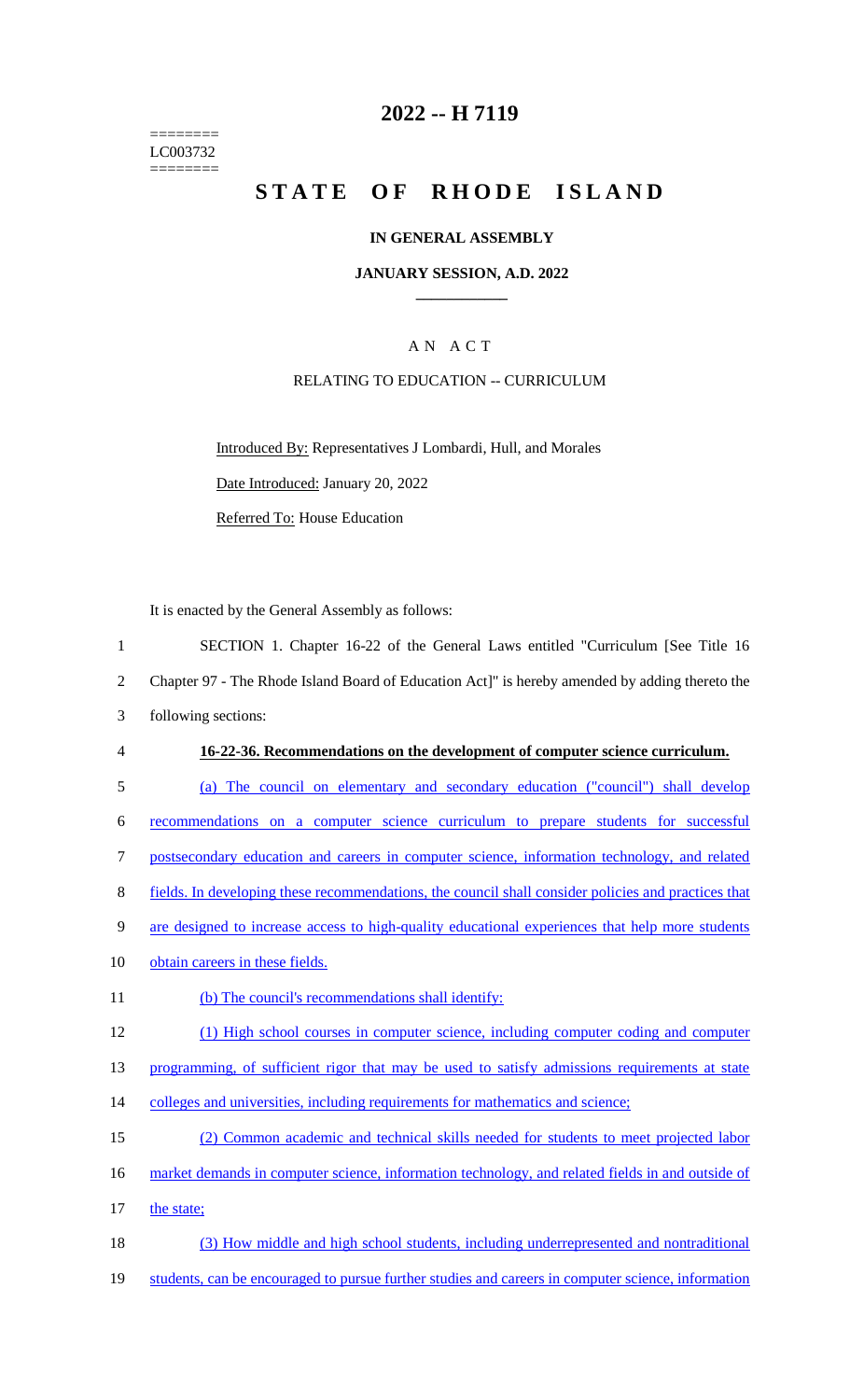========
LC003732
========

# 2022 -- H 7119

# STATE OF RHODE ISLAND

## IN GENERAL ASSEMBLY

### JANUARY SESSION, A.D. 2022

A N A C T

RELATING TO EDUCATION -- CURRICULUM

Introduced By: Representatives J Lombardi, Hull, and Morales

Date Introduced: January 20, 2022

Referred To: House Education

It is enacted by the General Assembly as follows:

1 SECTION 1. Chapter 16-22 of the General Laws entitled "Curriculum [See Title 16
2 Chapter 97 - The Rhode Island Board of Education Act]" is hereby amended by adding thereto the
3 following sections:

4 **16-22-36. Recommendations on the development of computer science curriculum.**

5 (a) The council on elementary and secondary education ("council") shall develop
6 recommendations on a computer science curriculum to prepare students for successful
7 postsecondary education and careers in computer science, information technology, and related
8 fields. In developing these recommendations, the council shall consider policies and practices that
9 are designed to increase access to high-quality educational experiences that help more students
10 obtain careers in these fields.

11 (b) The council's recommendations shall identify:

12 (1) High school courses in computer science, including computer coding and computer
13 programming, of sufficient rigor that may be used to satisfy admissions requirements at state
14 colleges and universities, including requirements for mathematics and science;

15 (2) Common academic and technical skills needed for students to meet projected labor
16 market demands in computer science, information technology, and related fields in and outside of
17 the state;

18 (3) How middle and high school students, including underrepresented and nontraditional
19 students, can be encouraged to pursue further studies and careers in computer science, information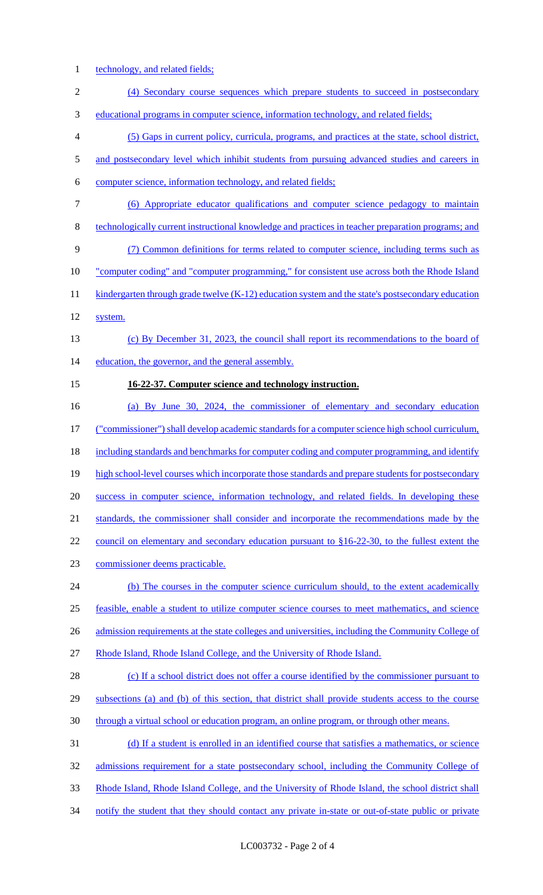technology, and related fields;

(4) Secondary course sequences which prepare students to succeed in postsecondary educational programs in computer science, information technology, and related fields;

(5) Gaps in current policy, curricula, programs, and practices at the state, school district, and postsecondary level which inhibit students from pursuing advanced studies and careers in computer science, information technology, and related fields;

(6) Appropriate educator qualifications and computer science pedagogy to maintain technologically current instructional knowledge and practices in teacher preparation programs; and

(7) Common definitions for terms related to computer science, including terms such as "computer coding" and "computer programming," for consistent use across both the Rhode Island kindergarten through grade twelve (K-12) education system and the state's postsecondary education system.

(c) By December 31, 2023, the council shall report its recommendations to the board of education, the governor, and the general assembly.

**16-22-37. Computer science and technology instruction.**

(a) By June 30, 2024, the commissioner of elementary and secondary education ("commissioner") shall develop academic standards for a computer science high school curriculum, including standards and benchmarks for computer coding and computer programming, and identify high school-level courses which incorporate those standards and prepare students for postsecondary success in computer science, information technology, and related fields. In developing these standards, the commissioner shall consider and incorporate the recommendations made by the council on elementary and secondary education pursuant to §16-22-30, to the fullest extent the commissioner deems practicable.

(b) The courses in the computer science curriculum should, to the extent academically feasible, enable a student to utilize computer science courses to meet mathematics, and science admission requirements at the state colleges and universities, including the Community College of Rhode Island, Rhode Island College, and the University of Rhode Island.

(c) If a school district does not offer a course identified by the commissioner pursuant to subsections (a) and (b) of this section, that district shall provide students access to the course through a virtual school or education program, an online program, or through other means.

(d) If a student is enrolled in an identified course that satisfies a mathematics, or science admissions requirement for a state postsecondary school, including the Community College of Rhode Island, Rhode Island College, and the University of Rhode Island, the school district shall notify the student that they should contact any private in-state or out-of-state public or private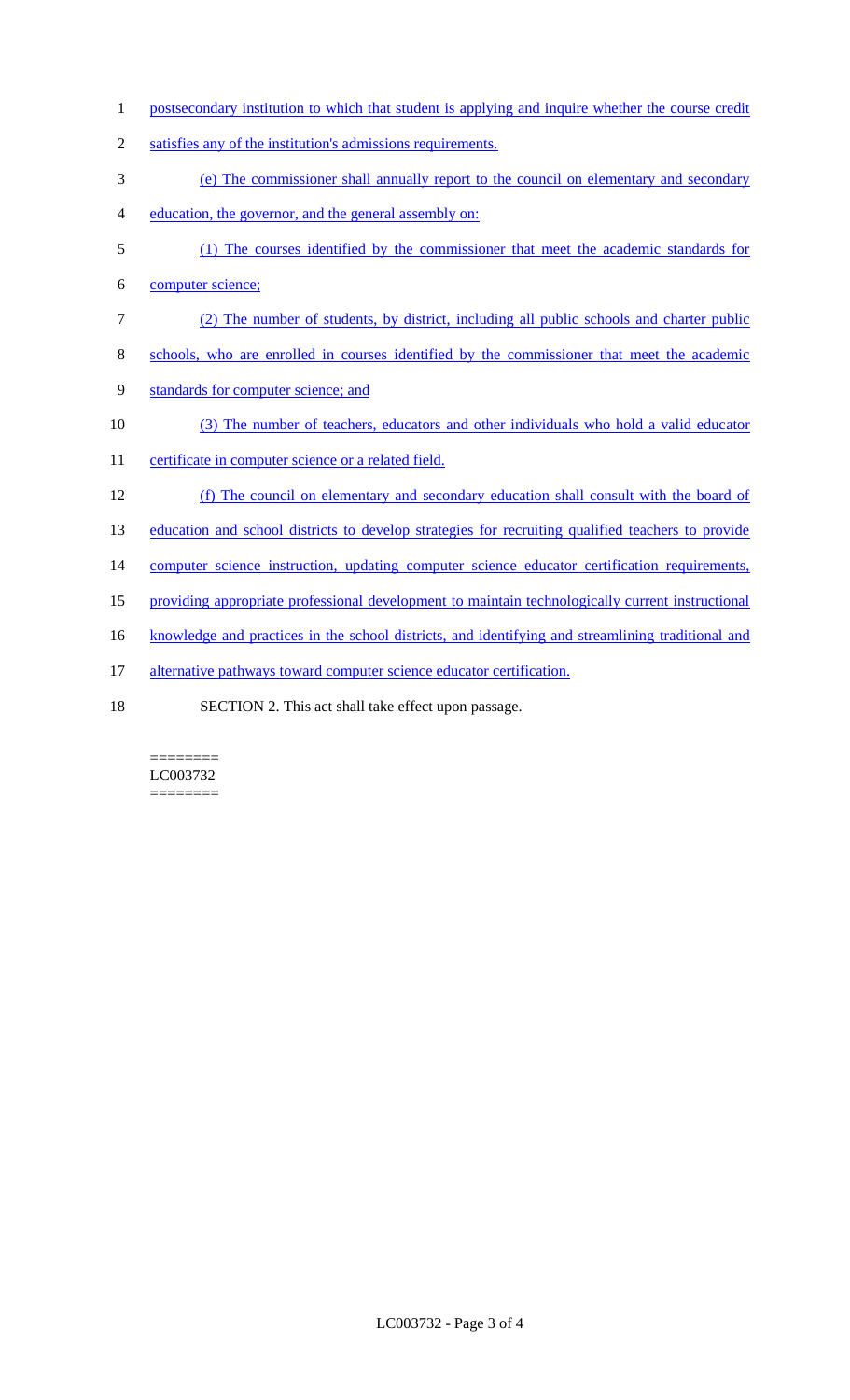postsecondary institution to which that student is applying and inquire whether the course credit satisfies any of the institution's admissions requirements.

(e) The commissioner shall annually report to the council on elementary and secondary education, the governor, and the general assembly on:

(1) The courses identified by the commissioner that meet the academic standards for computer science;

(2) The number of students, by district, including all public schools and charter public schools, who are enrolled in courses identified by the commissioner that meet the academic standards for computer science; and

(3) The number of teachers, educators and other individuals who hold a valid educator certificate in computer science or a related field.

(f) The council on elementary and secondary education shall consult with the board of education and school districts to develop strategies for recruiting qualified teachers to provide computer science instruction, updating computer science educator certification requirements, providing appropriate professional development to maintain technologically current instructional knowledge and practices in the school districts, and identifying and streamlining traditional and alternative pathways toward computer science educator certification.

SECTION 2. This act shall take effect upon passage.

========
LC003732
========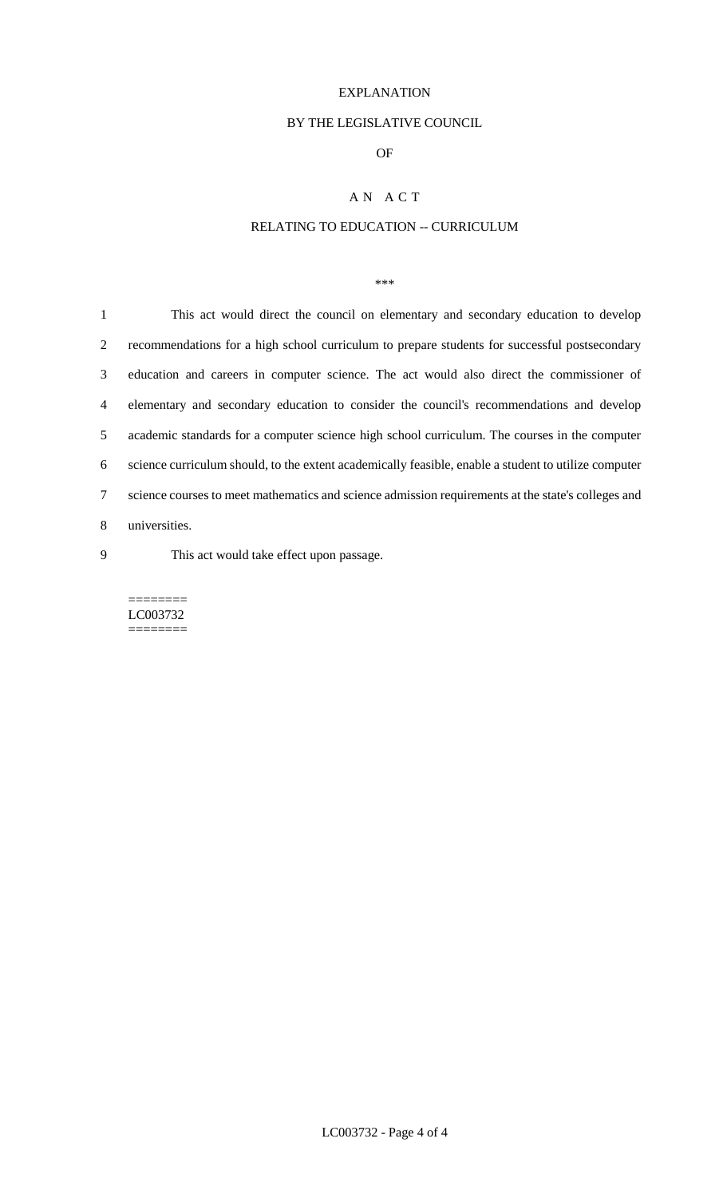EXPLANATION

BY THE LEGISLATIVE COUNCIL

OF

A N A C T

RELATING TO EDUCATION -- CURRICULUM

\*\*\*

This act would direct the council on elementary and secondary education to develop recommendations for a high school curriculum to prepare students for successful postsecondary education and careers in computer science. The act would also direct the commissioner of elementary and secondary education to consider the council's recommendations and develop academic standards for a computer science high school curriculum. The courses in the computer science curriculum should, to the extent academically feasible, enable a student to utilize computer science courses to meet mathematics and science admission requirements at the state's colleges and universities.

This act would take effect upon passage.

========
LC003732
========